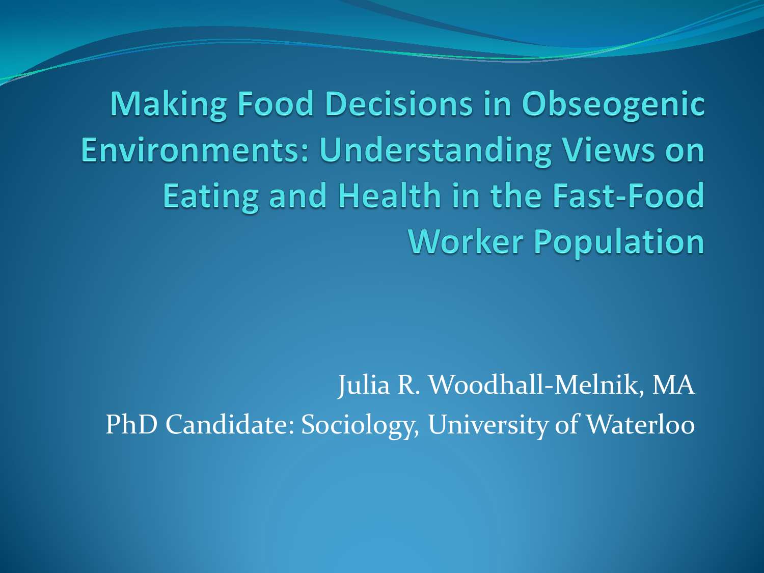# Making Food Decisions in Obseogenic Environments: Understanding Views on Eating and Health in the Fast-Food Worker Population

Julia R. Woodhall-Melnik, MA

PhD Candidate: Sociology, University of Waterloo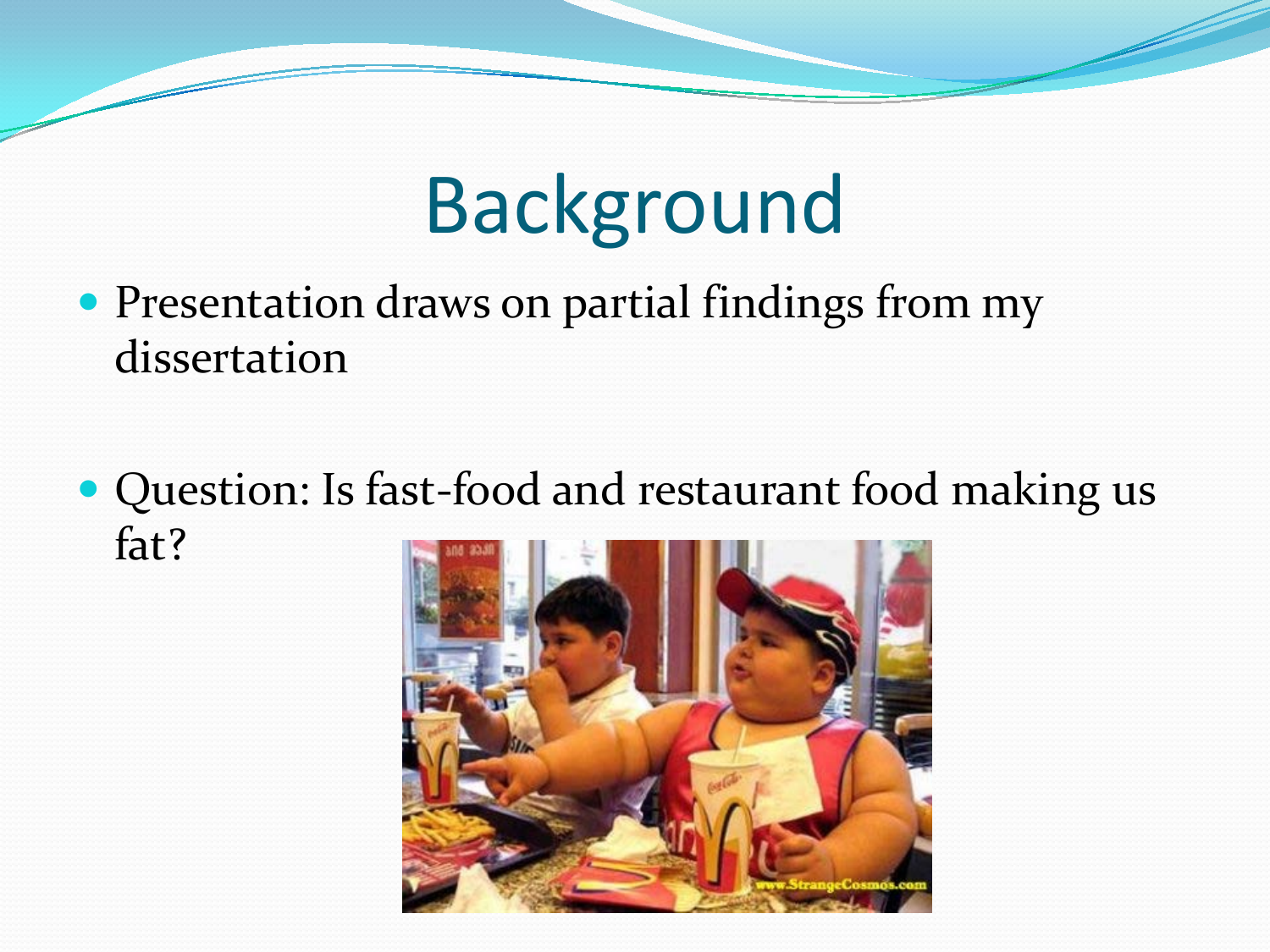# Background

- Presentation draws on partial findings from my dissertation

- Question: Is fast-food and restaurant food making us fat?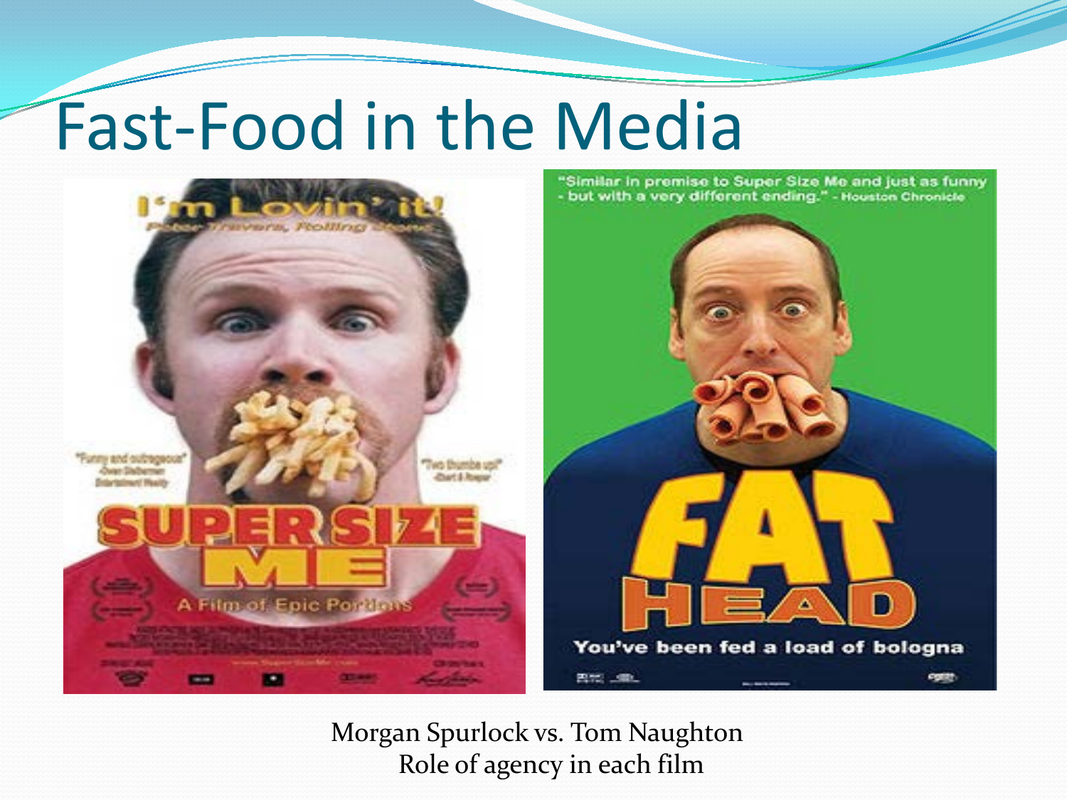# Fast-Food in the Media

Morgan Spurlock vs. Tom Naughton
Role of agency in each film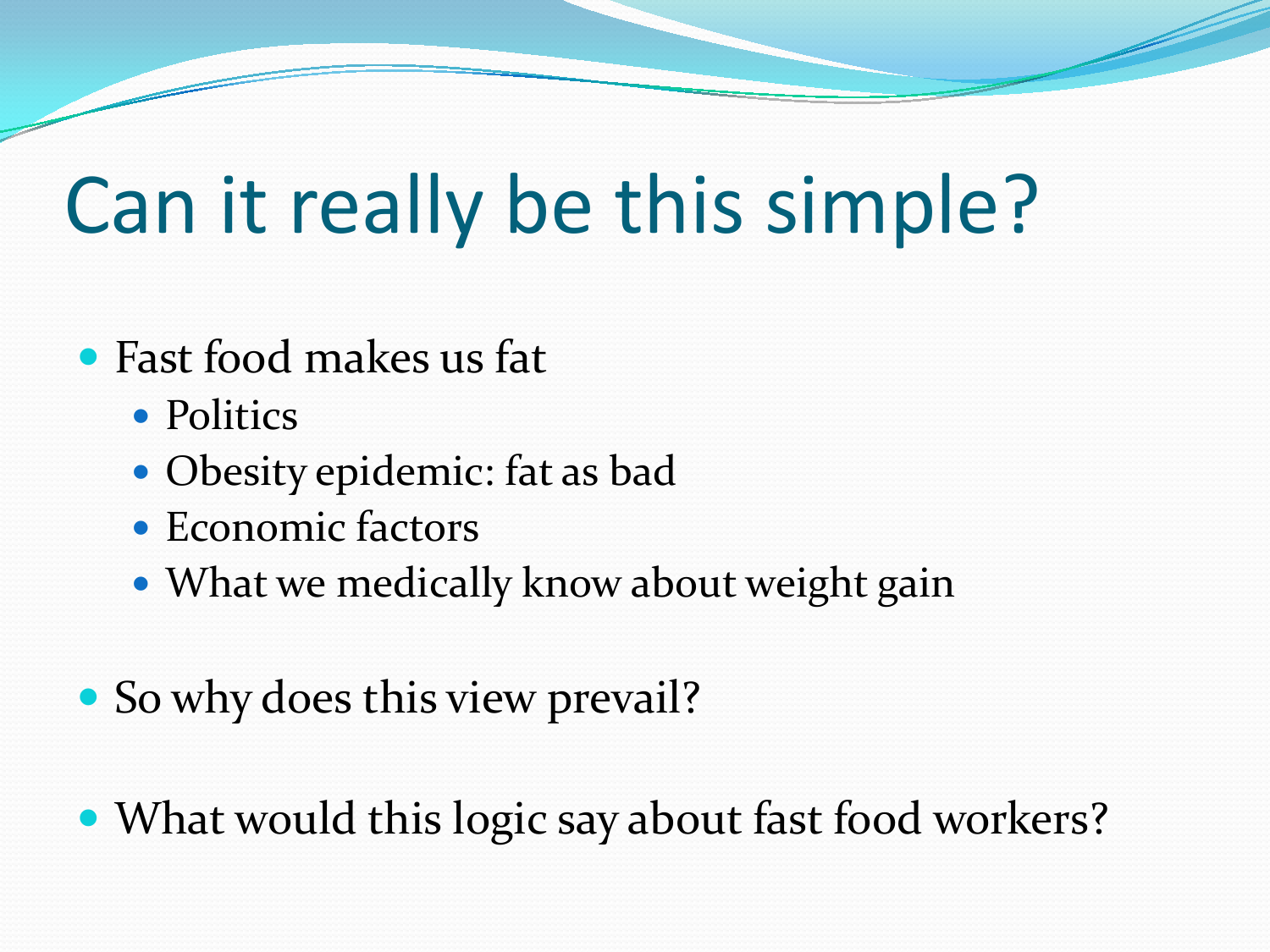# Can it really be this simple?

- Fast food makes us fat
  - Politics
  - Obesity epidemic: fat as bad
  - Economic factors
  - What we medically know about weight gain
- So why does this view prevail?
- What would this logic say about fast food workers?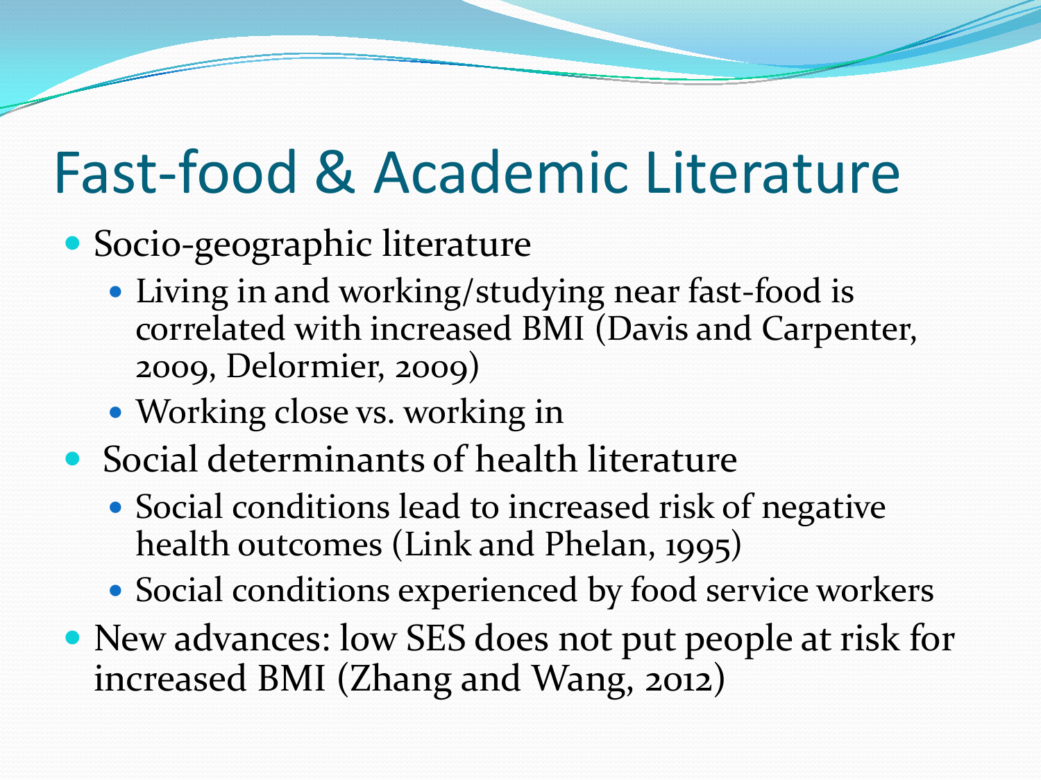# Fast-food & Academic Literature

- Socio-geographic literature
  - Living in and working/studying near fast-food is correlated with increased BMI (Davis and Carpenter, 2009, Delormier, 2009)
  - Working close vs. working in
- Social determinants of health literature
  - Social conditions lead to increased risk of negative health outcomes (Link and Phelan, 1995)
  - Social conditions experienced by food service workers
- New advances: low SES does not put people at risk for increased BMI (Zhang and Wang, 2012)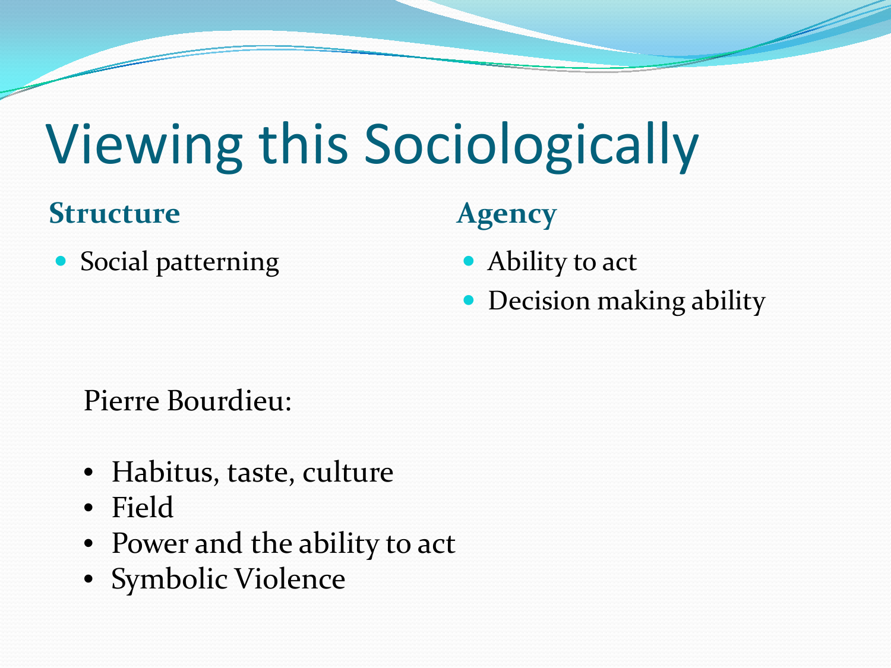# Viewing this Sociologically

**Structure**

- Social patterning

**Agency**

- Ability to act
- Decision making ability

Pierre Bourdieu:

- Habitus, taste, culture
- Field
- Power and the ability to act
- Symbolic Violence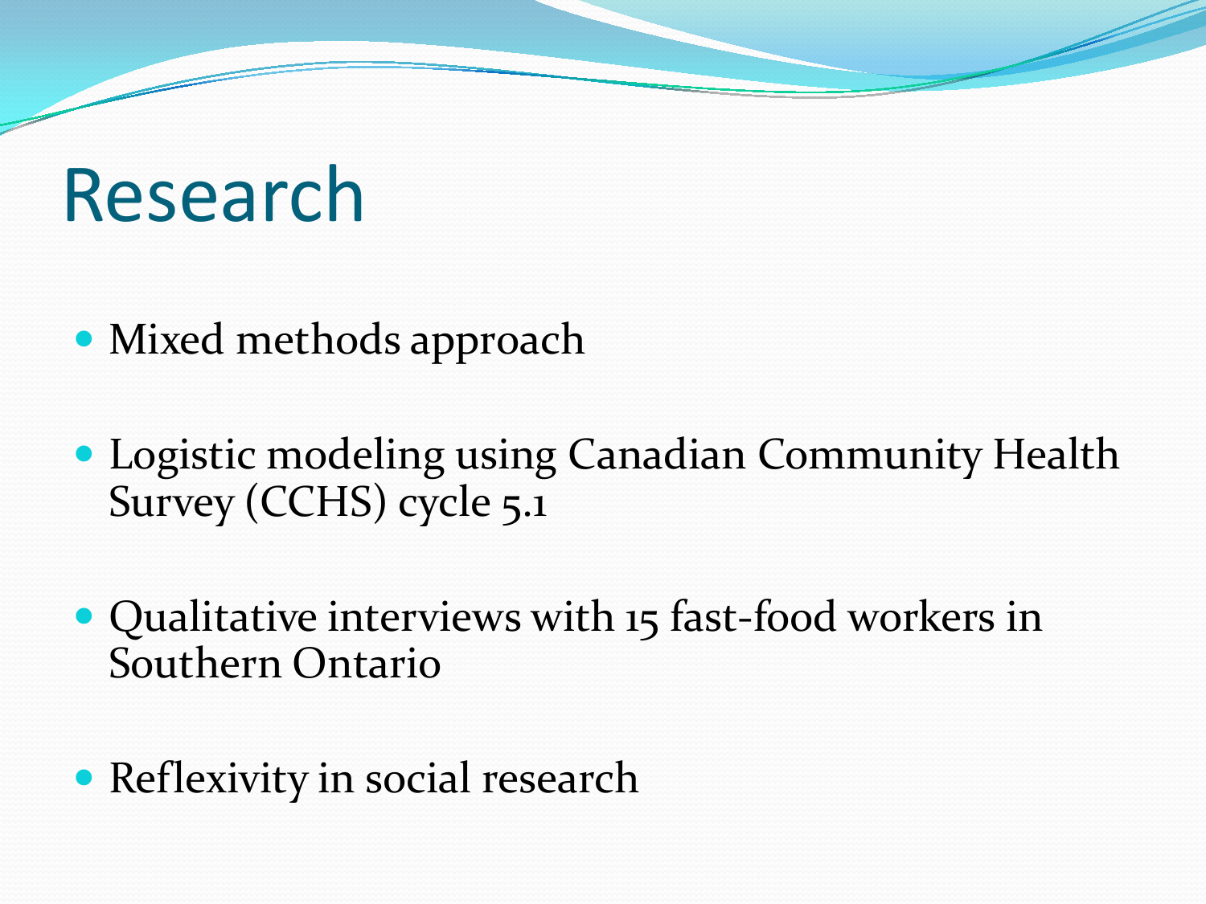# Research

- Mixed methods approach
- Logistic modeling using Canadian Community Health Survey (CCHS) cycle 5.1
- Qualitative interviews with 15 fast-food workers in Southern Ontario
- Reflexivity in social research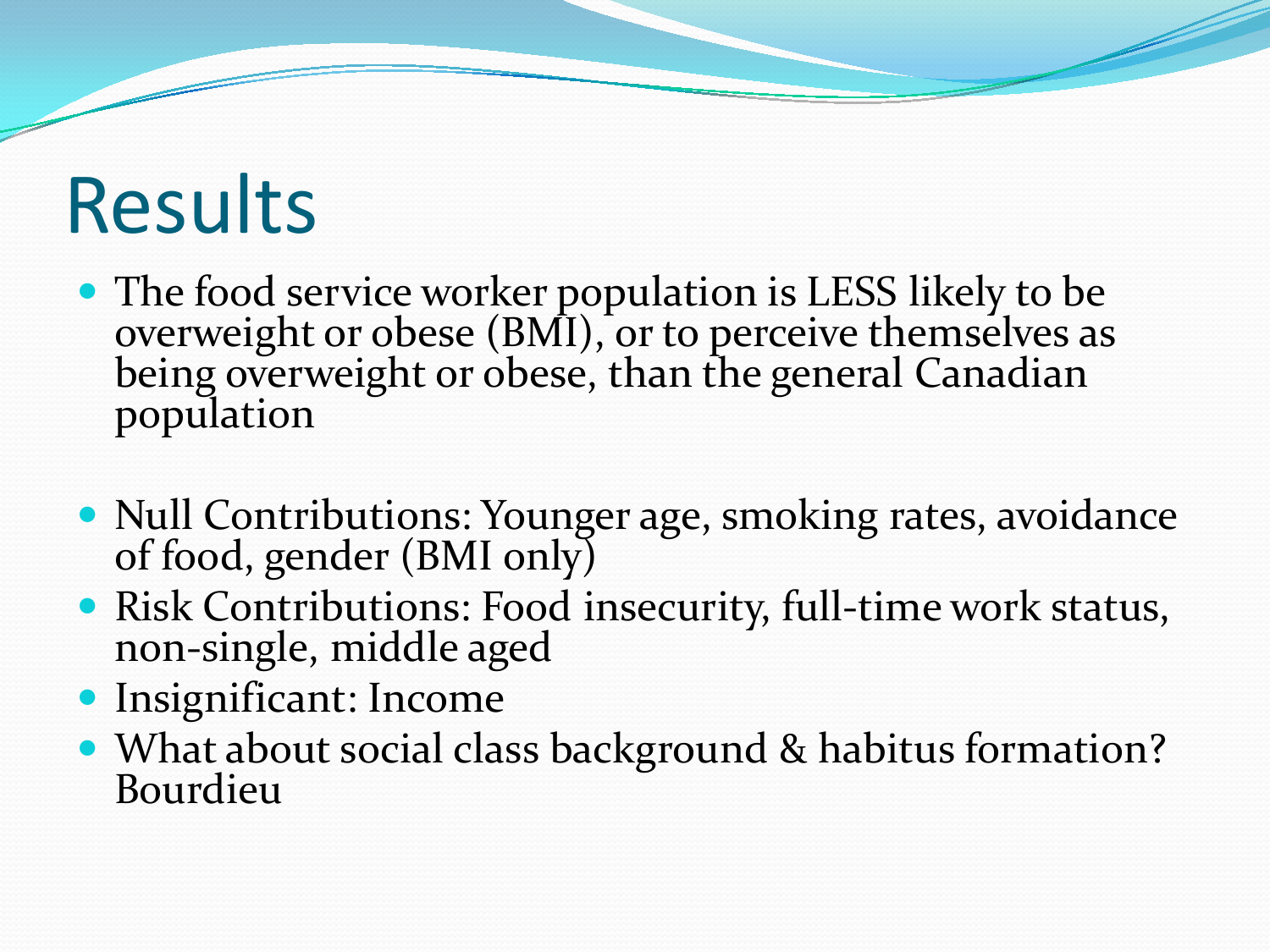# Results

- The food service worker population is LESS likely to be overweight or obese (BMI), or to perceive themselves as being overweight or obese, than the general Canadian population

- Null Contributions: Younger age, smoking rates, avoidance of food, gender (BMI only)
- Risk Contributions: Food insecurity, full-time work status, non-single, middle aged
- Insignificant: Income
- What about social class background & habitus formation? Bourdieu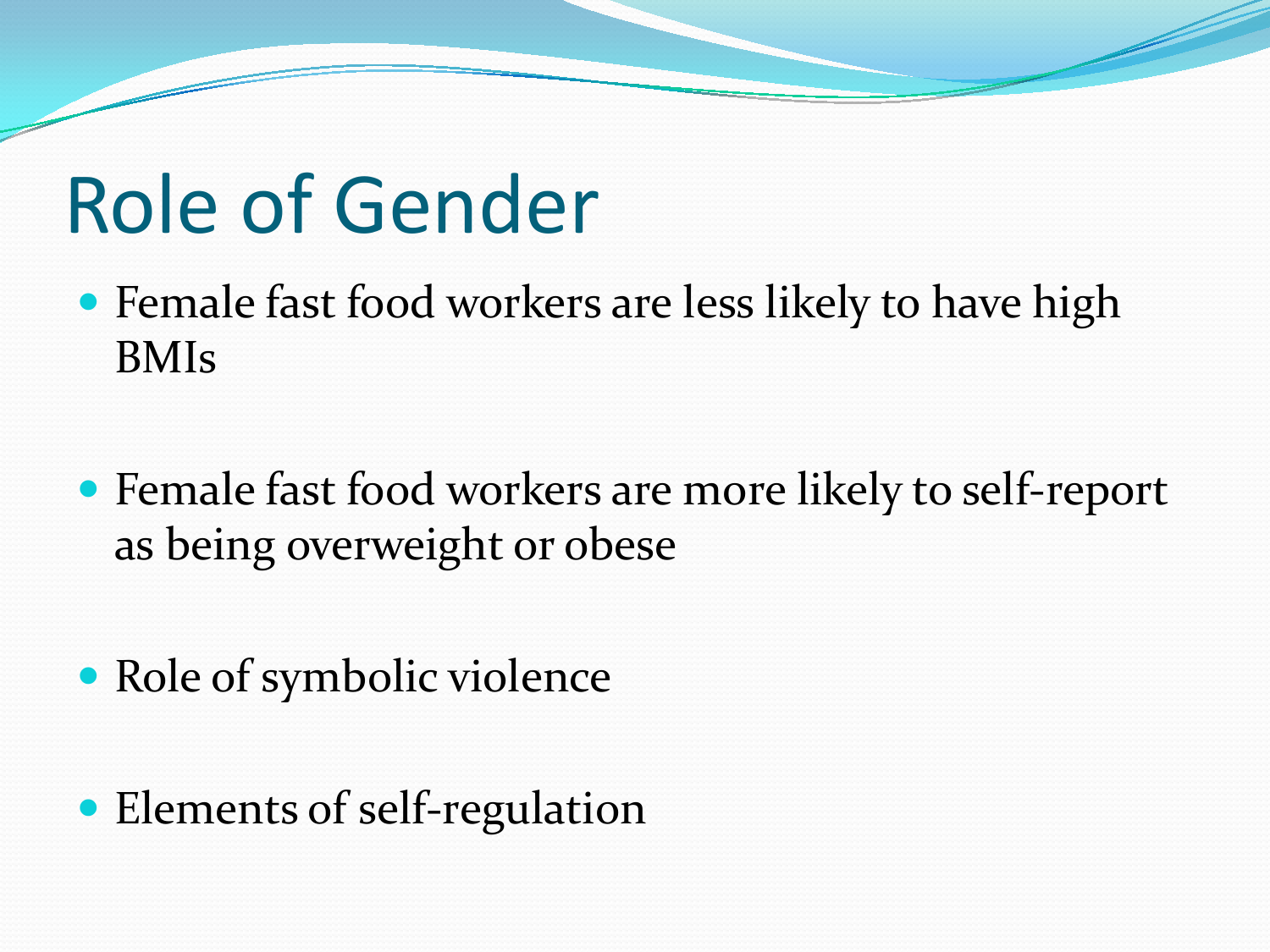# Role of Gender

- Female fast food workers are less likely to have high BMIs
- Female fast food workers are more likely to self-report as being overweight or obese
- Role of symbolic violence
- Elements of self-regulation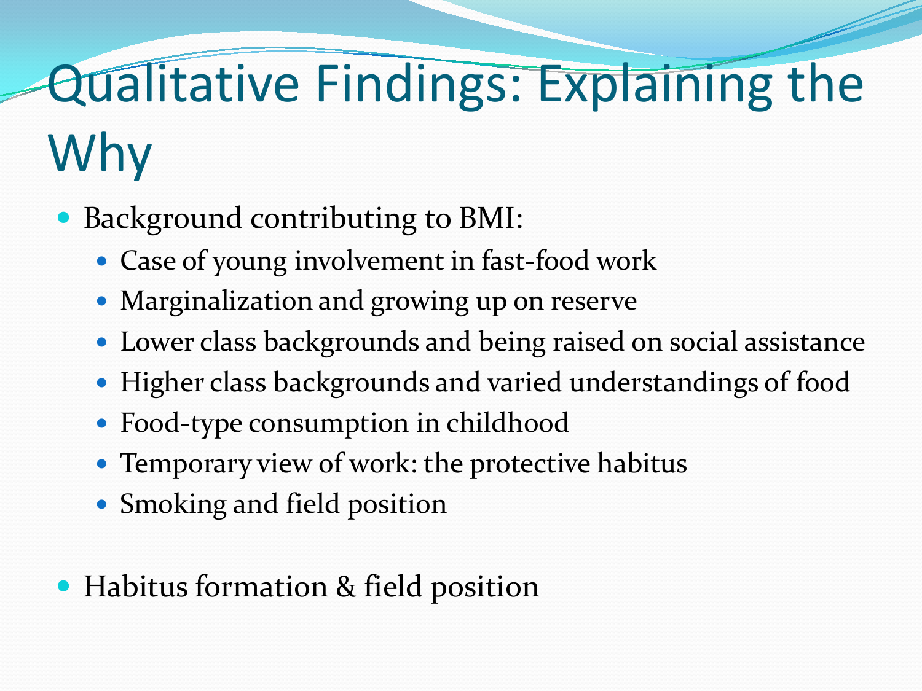# Qualitative Findings: Explaining the Why

- Background contributing to BMI:
  - Case of young involvement in fast-food work
  - Marginalization and growing up on reserve
  - Lower class backgrounds and being raised on social assistance
  - Higher class backgrounds and varied understandings of food
  - Food-type consumption in childhood
  - Temporary view of work: the protective habitus
  - Smoking and field position

- Habitus formation & field position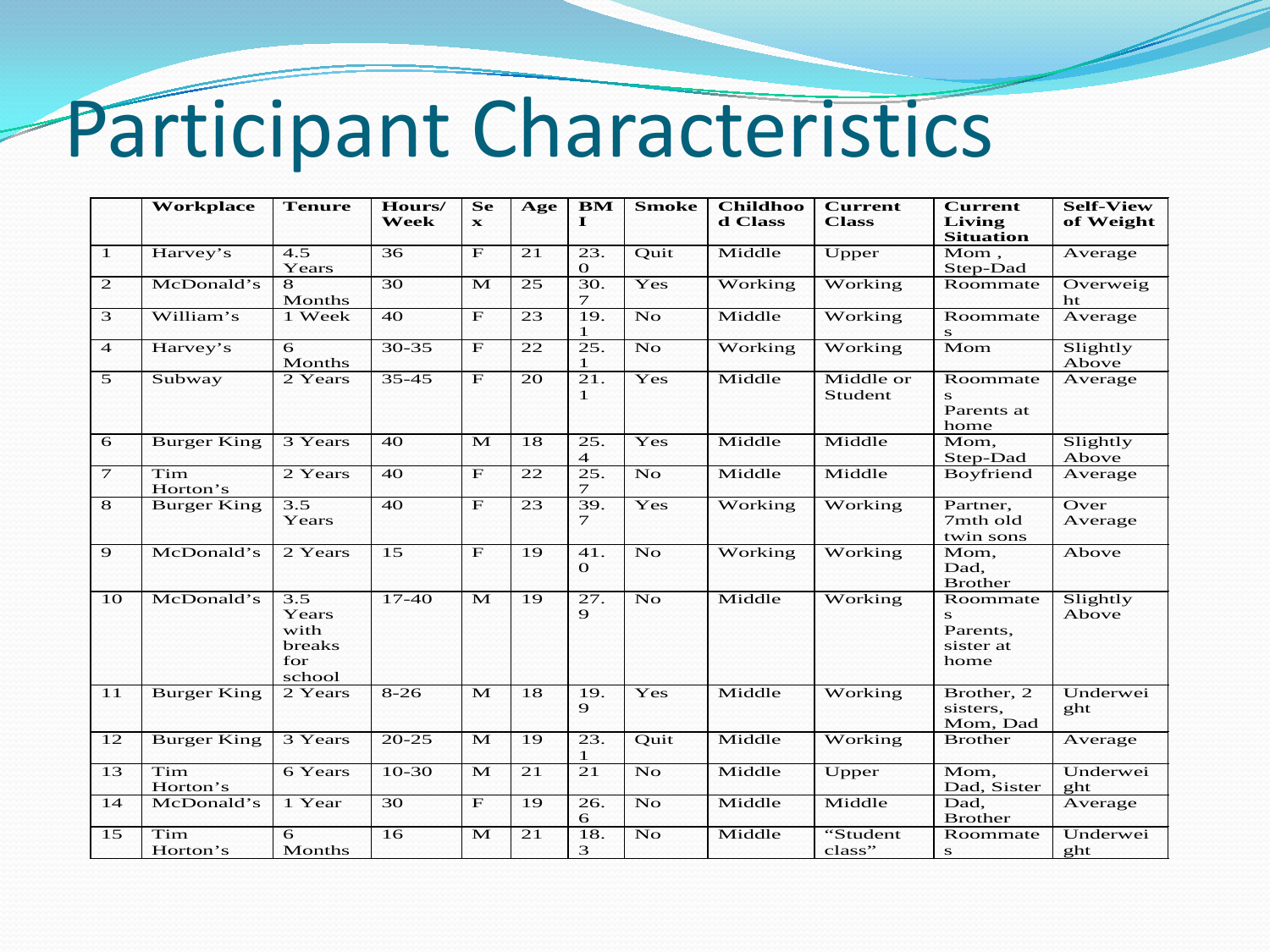# Participant Characteristics

| | Workplace | Tenure | Hours/ Week | Sex | Age | BMI | Smoke | Childhood Class | Current Class | Current Living Situation | Self-View of Weight |
|---|---|---|---|---|---|---|---|---|---|---|---|
| 1 | Harvey's | 4.5 Years | 36 | F | 21 | 23.0 | Quit | Middle | Upper | Mom , Step-Dad | Average |
| 2 | McDonald's | 8 Months | 30 | M | 25 | 30.7 | Yes | Working | Working | Roommate | Overweight |
| 3 | William's | 1 Week | 40 | F | 23 | 19.1 | No | Middle | Working | Roommates | Average |
| 4 | Harvey's | 6 Months | 30-35 | F | 22 | 25.1 | No | Working | Working | Mom | Slightly Above |
| 5 | Subway | 2 Years | 35-45 | F | 20 | 21.1 | Yes | Middle | Middle or Student | Roommates Parents at home | Average |
| 6 | Burger King | 3 Years | 40 | M | 18 | 25.4 | Yes | Middle | Middle | Mom, Step-Dad | Slightly Above |
| 7 | Tim Horton's | 2 Years | 40 | F | 22 | 25.7 | No | Middle | Middle | Boyfriend | Average |
| 8 | Burger King | 3.5 Years | 40 | F | 23 | 39.7 | Yes | Working | Working | Partner, 7mth old twin sons | Over Average |
| 9 | McDonald's | 2 Years | 15 | F | 19 | 41.0 | No | Working | Working | Mom, Dad, Brother | Above |
| 10 | McDonald's | 3.5 Years with breaks for school | 17-40 | M | 19 | 27.9 | No | Middle | Working | Roommates Parents, sister at home | Slightly Above |
| 11 | Burger King | 2 Years | 8-26 | M | 18 | 19.9 | Yes | Middle | Working | Brother, 2 sisters, Mom, Dad | Underweight |
| 12 | Burger King | 3 Years | 20-25 | M | 19 | 23.1 | Quit | Middle | Working | Brother | Average |
| 13 | Tim Horton's | 6 Years | 10-30 | M | 21 | 21 | No | Middle | Upper | Mom, Dad, Sister | Underweight |
| 14 | McDonald's | 1 Year | 30 | F | 19 | 26.6 | No | Middle | Middle | Dad, Brother | Average |
| 15 | Tim Horton's | 6 Months | 16 | M | 21 | 18.3 | No | Middle | "Student class" | Roommates | Underweight |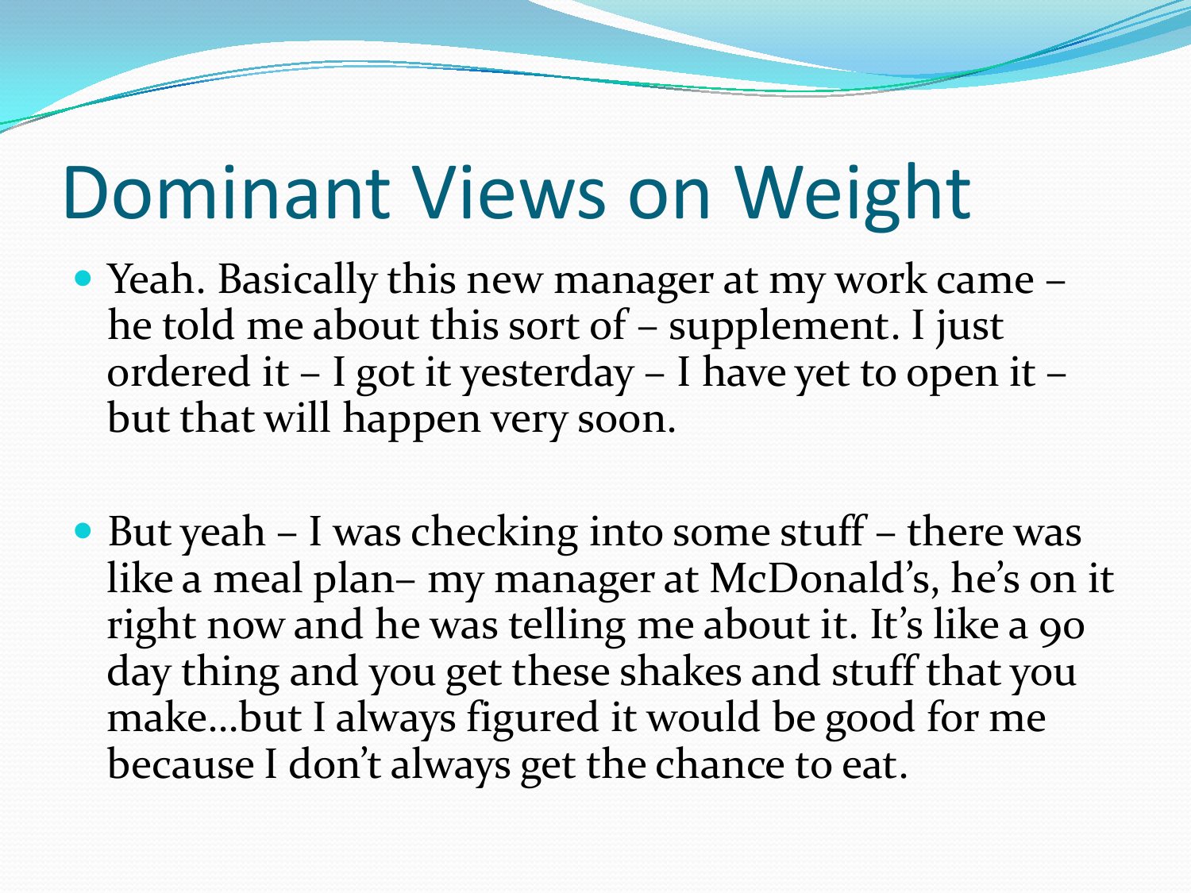# Dominant Views on Weight

- Yeah. Basically this new manager at my work came – he told me about this sort of – supplement. I just ordered it – I got it yesterday – I have yet to open it – but that will happen very soon.

- But yeah – I was checking into some stuff – there was like a meal plan– my manager at McDonald's, he's on it right now and he was telling me about it. It's like a 90 day thing and you get these shakes and stuff that you make…but I always figured it would be good for me because I don't always get the chance to eat.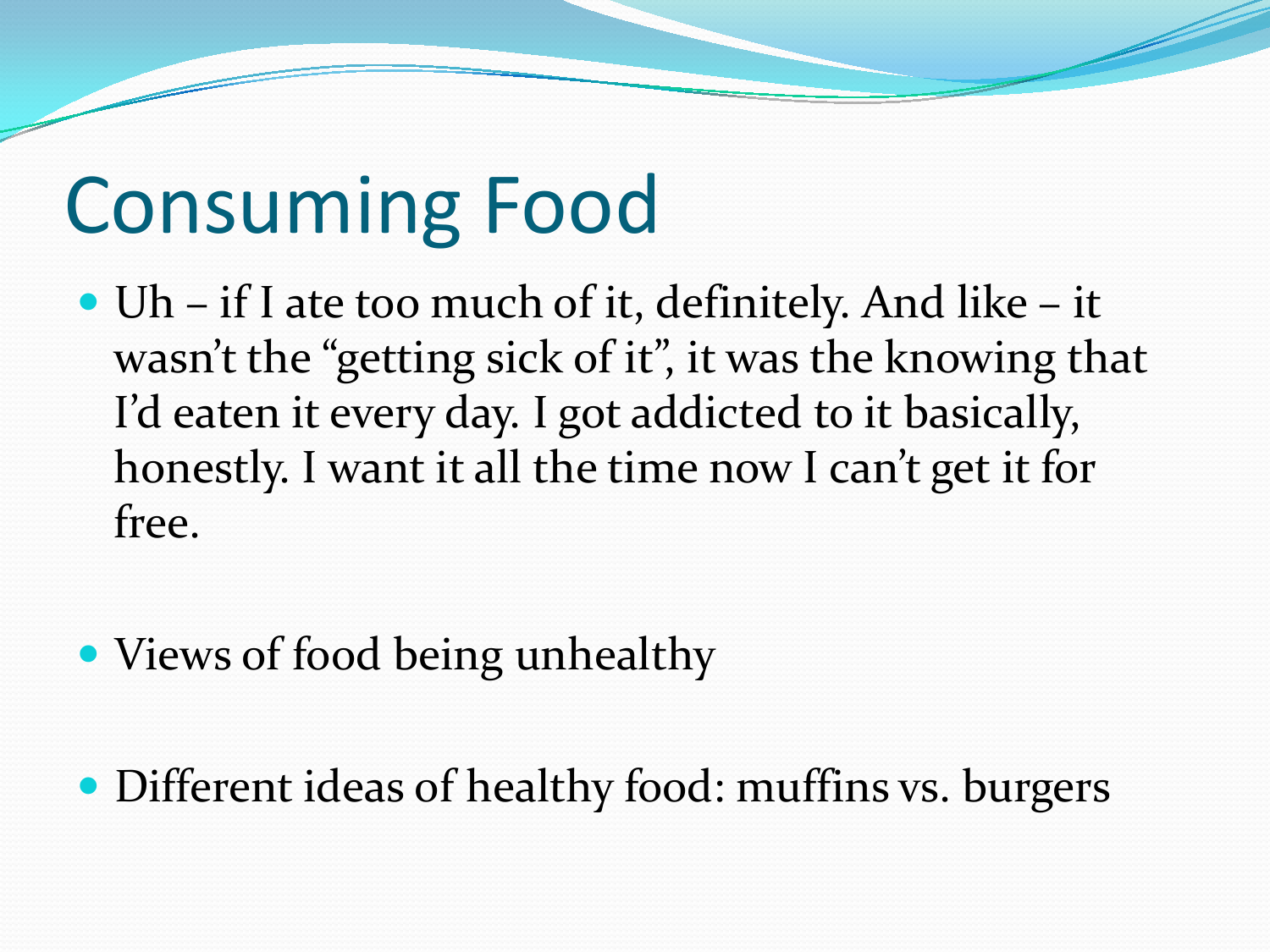# Consuming Food

- Uh – if I ate too much of it, definitely. And like – it wasn't the "getting sick of it", it was the knowing that I'd eaten it every day. I got addicted to it basically, honestly. I want it all the time now I can't get it for free.
- Views of food being unhealthy
- Different ideas of healthy food: muffins vs. burgers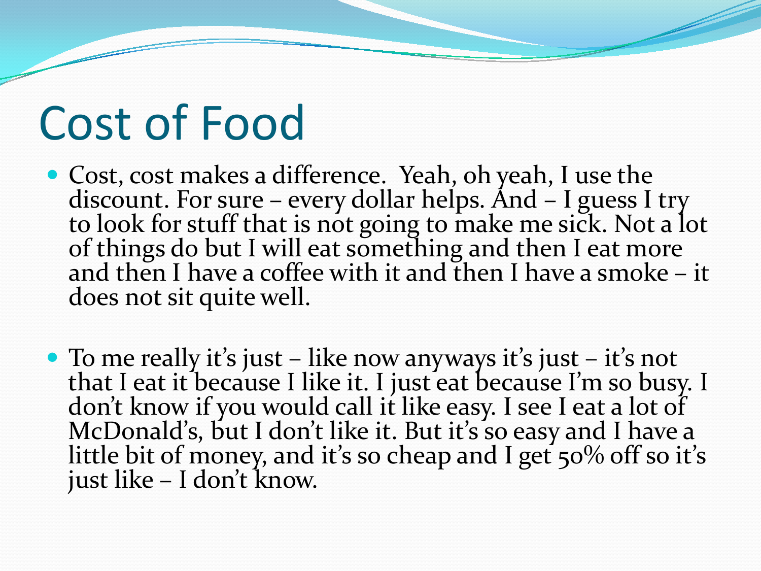# Cost of Food

- Cost, cost makes a difference. Yeah, oh yeah, I use the discount. For sure – every dollar helps. And – I guess I try to look for stuff that is not going to make me sick. Not a lot of things do but I will eat something and then I eat more and then I have a coffee with it and then I have a smoke – it does not sit quite well.

- To me really it's just – like now anyways it's just – it's not that I eat it because I like it. I just eat because I'm so busy. I don't know if you would call it like easy. I see I eat a lot of McDonald's, but I don't like it. But it's so easy and I have a little bit of money, and it's so cheap and I get 50% off so it's just like – I don't know.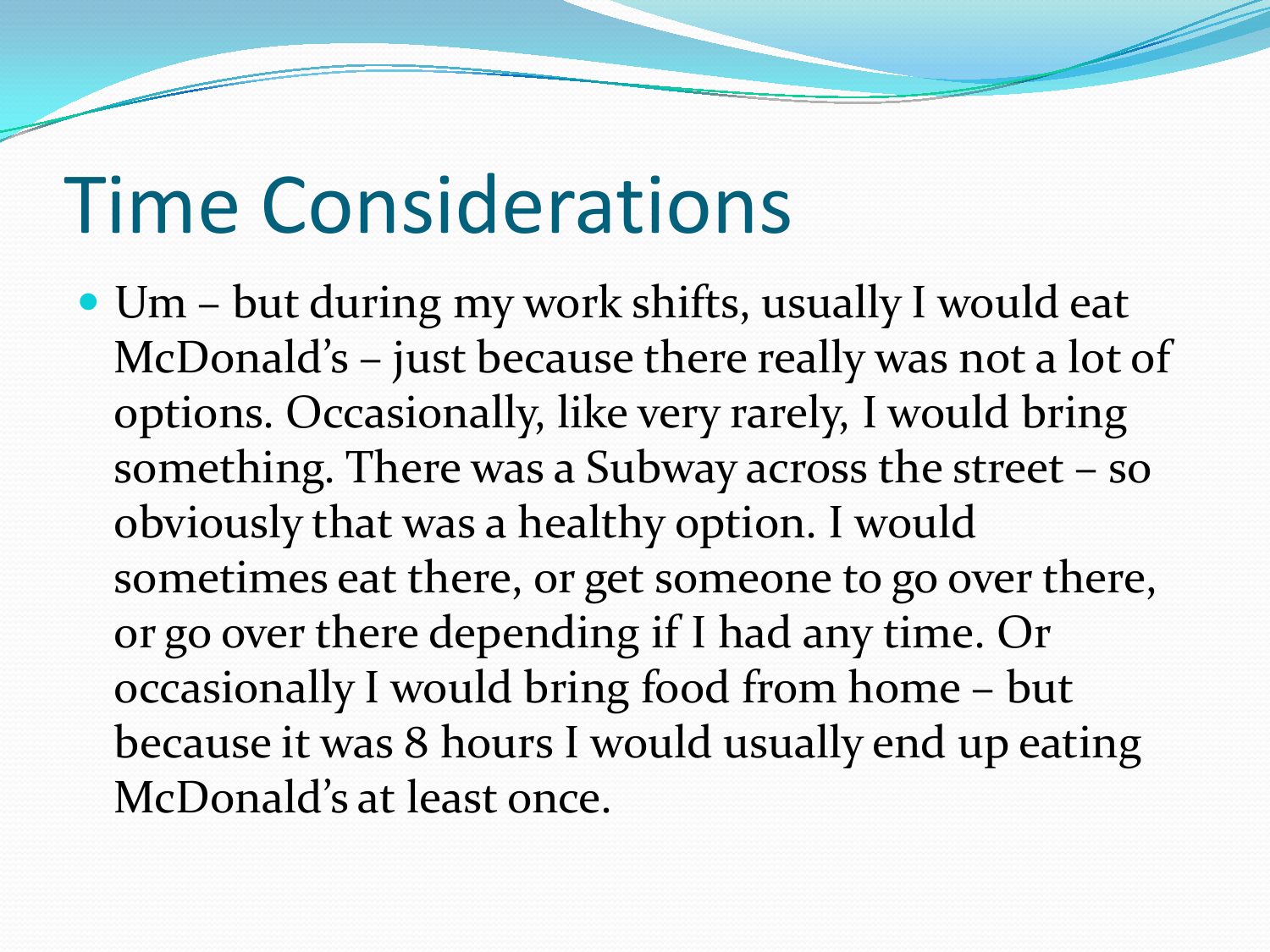# Time Considerations

- Um – but during my work shifts, usually I would eat McDonald's – just because there really was not a lot of options. Occasionally, like very rarely, I would bring something. There was a Subway across the street – so obviously that was a healthy option. I would sometimes eat there, or get someone to go over there, or go over there depending if I had any time. Or occasionally I would bring food from home – but because it was 8 hours I would usually end up eating McDonald's at least once.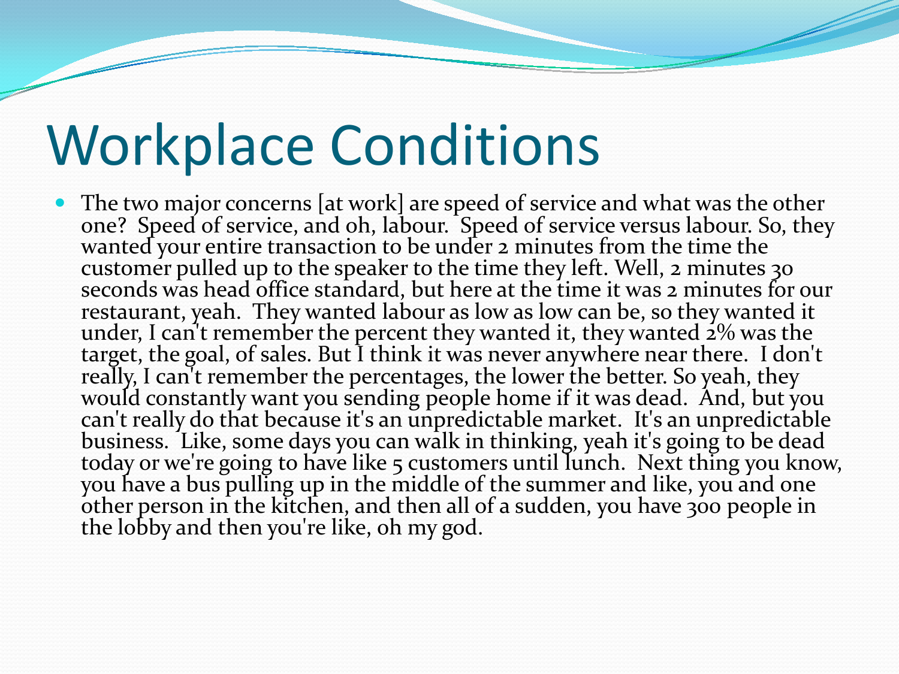# Workplace Conditions

- The two major concerns [at work] are speed of service and what was the other one? Speed of service, and oh, labour. Speed of service versus labour. So, they wanted your entire transaction to be under 2 minutes from the time the customer pulled up to the speaker to the time they left. Well, 2 minutes 30 seconds was head office standard, but here at the time it was 2 minutes for our restaurant, yeah. They wanted labour as low as low can be, so they wanted it under, I can't remember the percent they wanted it, they wanted 2% was the target, the goal, of sales. But I think it was never anywhere near there. I don't really, I can't remember the percentages, the lower the better. So yeah, they would constantly want you sending people home if it was dead. And, but you can't really do that because it's an unpredictable market. It's an unpredictable business. Like, some days you can walk in thinking, yeah it's going to be dead today or we're going to have like 5 customers until lunch. Next thing you know, you have a bus pulling up in the middle of the summer and like, you and one other person in the kitchen, and then all of a sudden, you have 300 people in the lobby and then you're like, oh my god.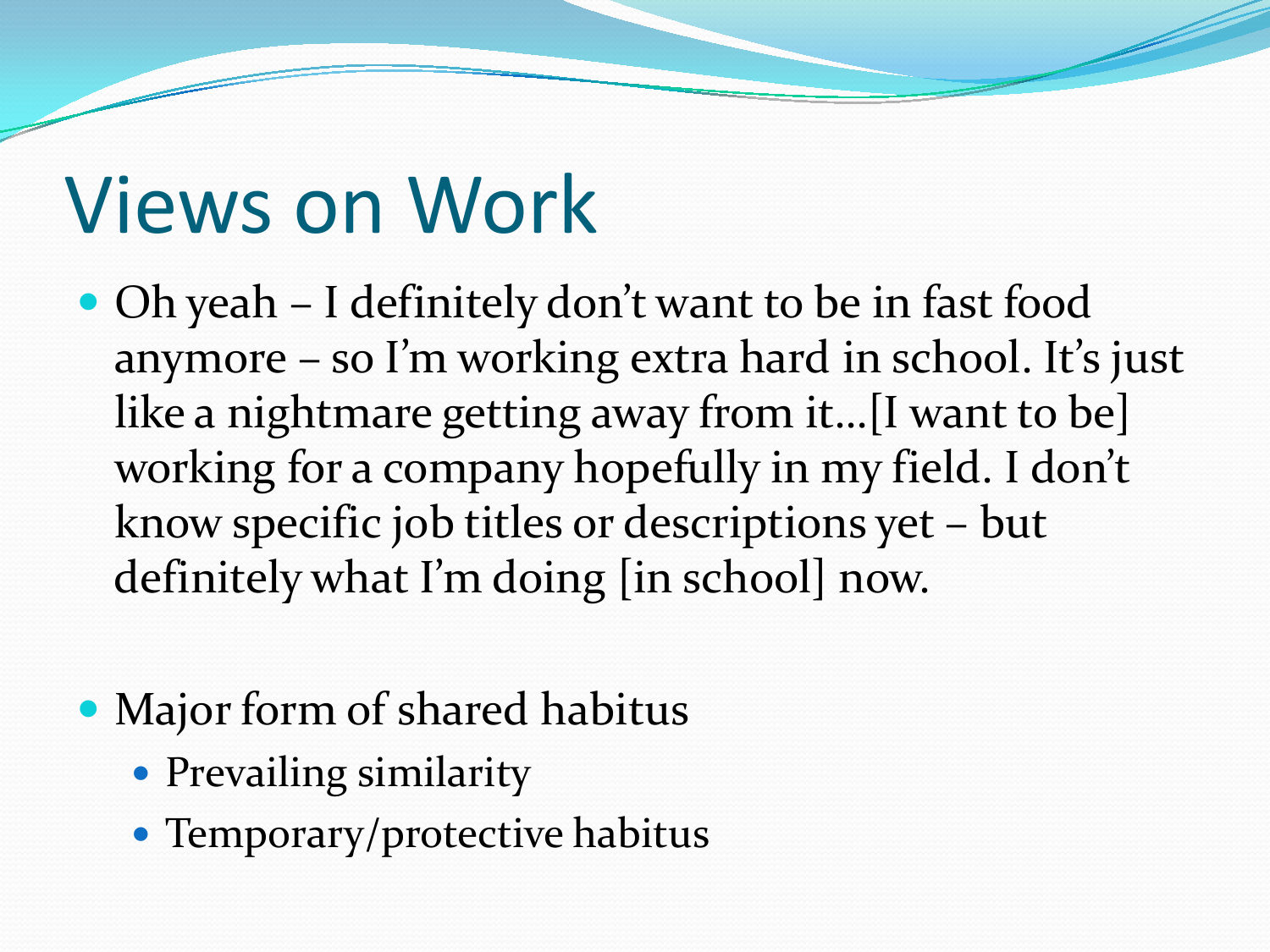# Views on Work

- Oh yeah – I definitely don't want to be in fast food anymore – so I'm working extra hard in school. It's just like a nightmare getting away from it…[I want to be] working for a company hopefully in my field. I don't know specific job titles or descriptions yet – but definitely what I'm doing [in school] now.

- Major form of shared habitus
  - Prevailing similarity
  - Temporary/protective habitus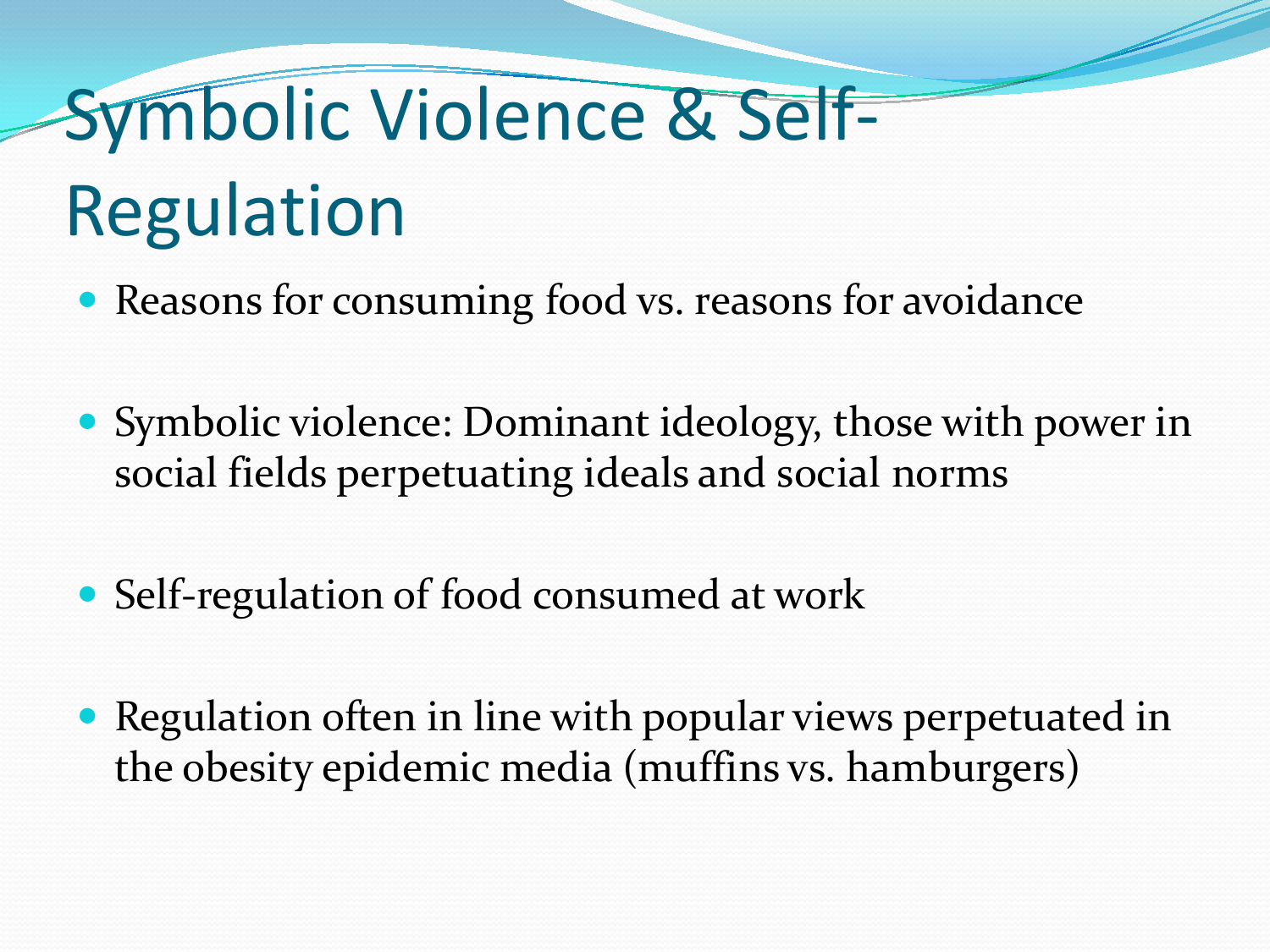# Symbolic Violence & Self-Regulation

- Reasons for consuming food vs. reasons for avoidance

- Symbolic violence: Dominant ideology, those with power in social fields perpetuating ideals and social norms

- Self-regulation of food consumed at work

- Regulation often in line with popular views perpetuated in the obesity epidemic media (muffins vs. hamburgers)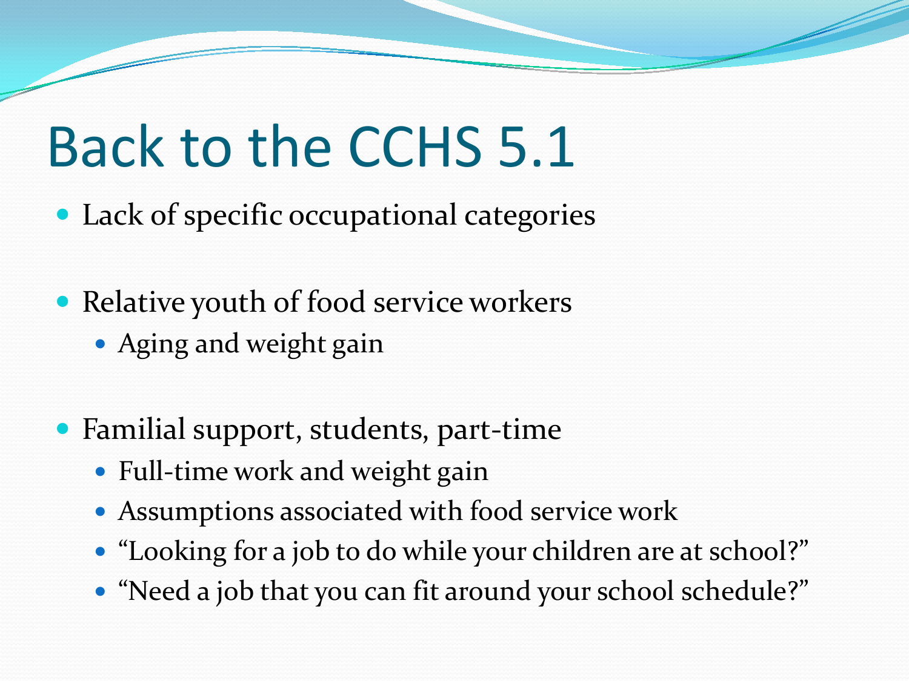# Back to the CCHS 5.1

- Lack of specific occupational categories
- Relative youth of food service workers
  - Aging and weight gain
- Familial support, students, part-time
  - Full-time work and weight gain
  - Assumptions associated with food service work
  - “Looking for a job to do while your children are at school?”
  - “Need a job that you can fit around your school schedule?”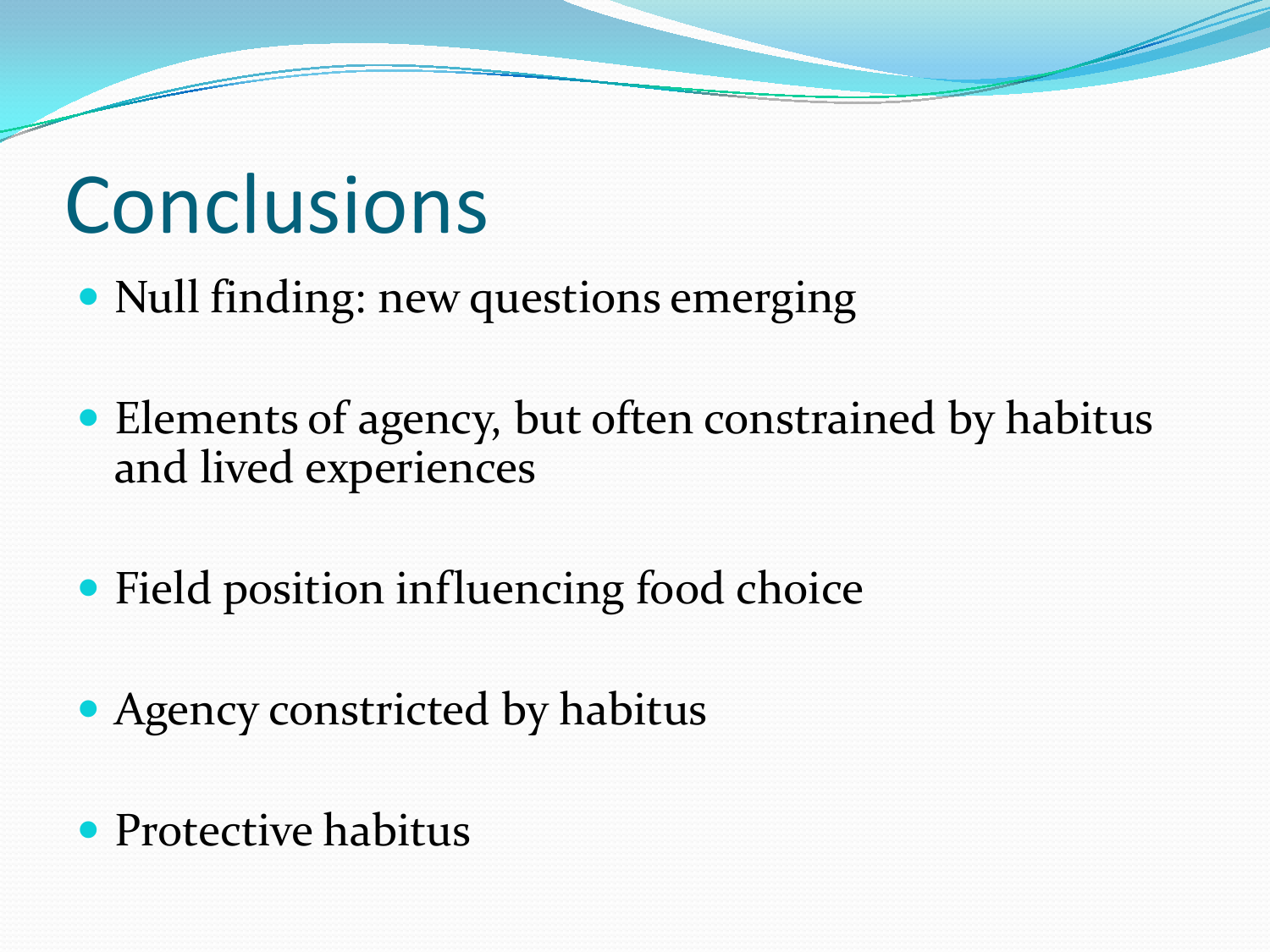# Conclusions

- Null finding: new questions emerging
- Elements of agency, but often constrained by habitus and lived experiences
- Field position influencing food choice
- Agency constricted by habitus
- Protective habitus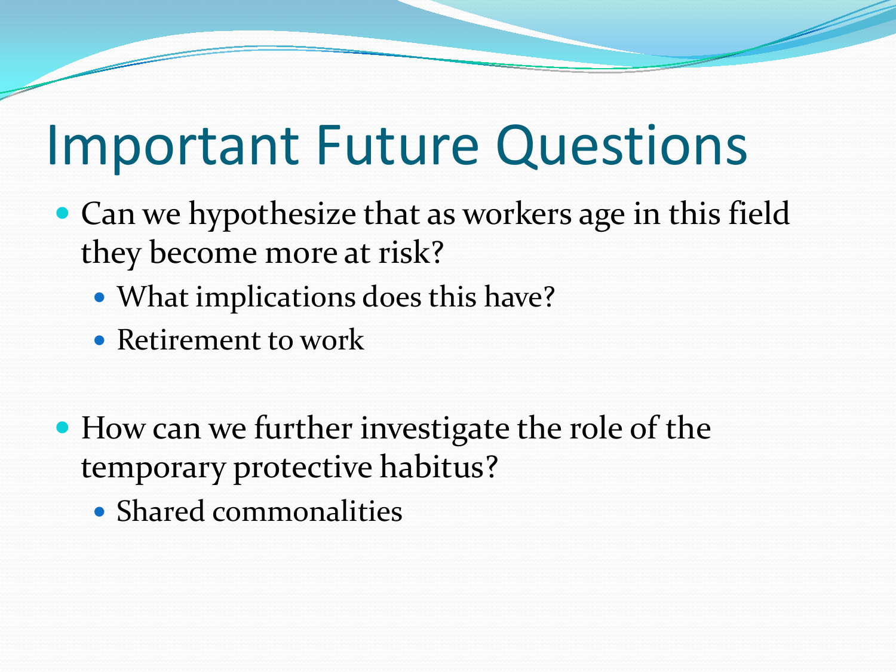# Important Future Questions

- Can we hypothesize that as workers age in this field they become more at risk?
  - What implications does this have?
  - Retirement to work
- How can we further investigate the role of the temporary protective habitus?
  - Shared commonalities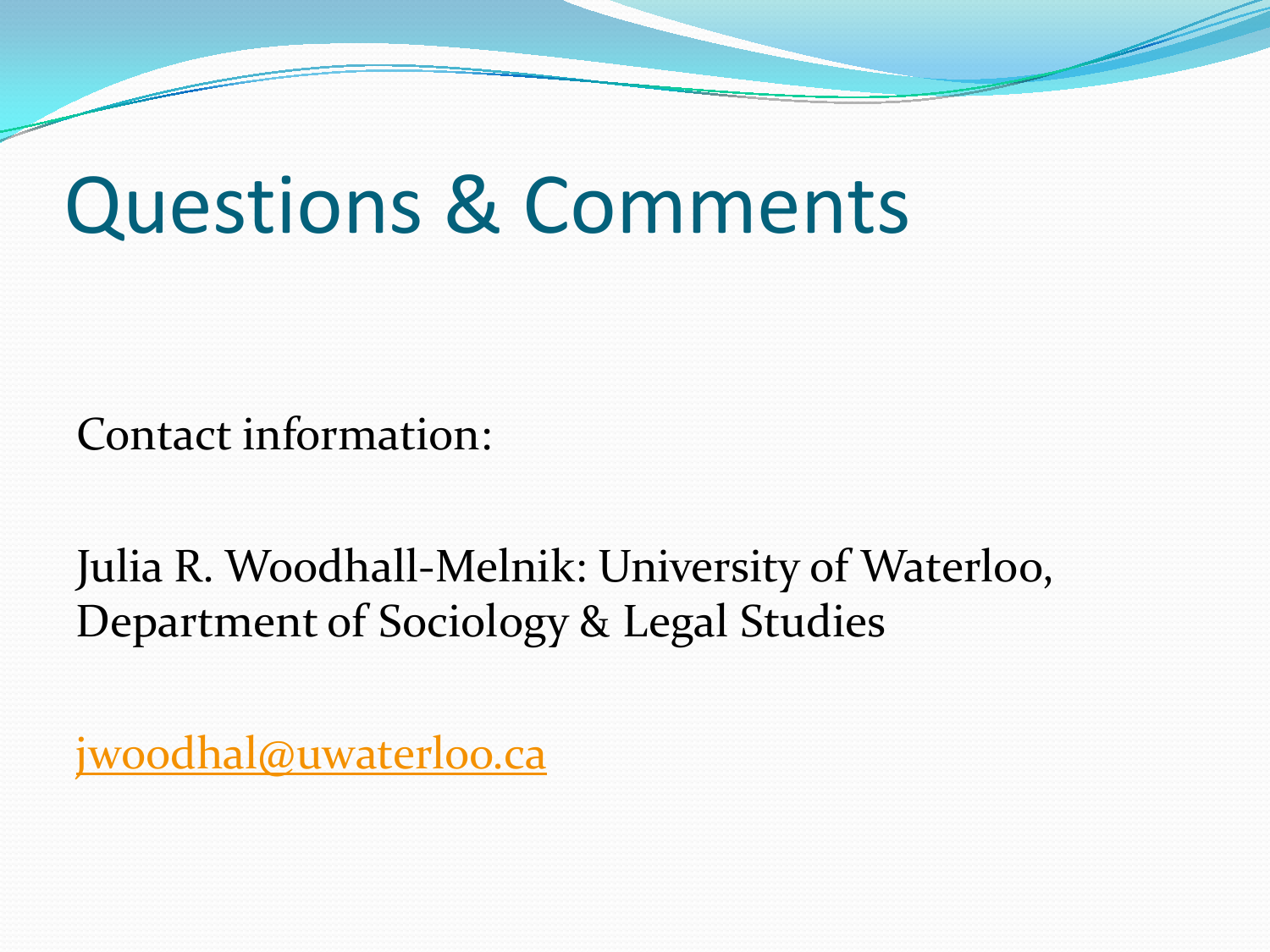# Questions & Comments

Contact information:

Julia R. Woodhall-Melnik: University of Waterloo, Department of Sociology & Legal Studies

[jwoodhal@uwaterloo.ca](mailto:jwoodhal@uwaterloo.ca)